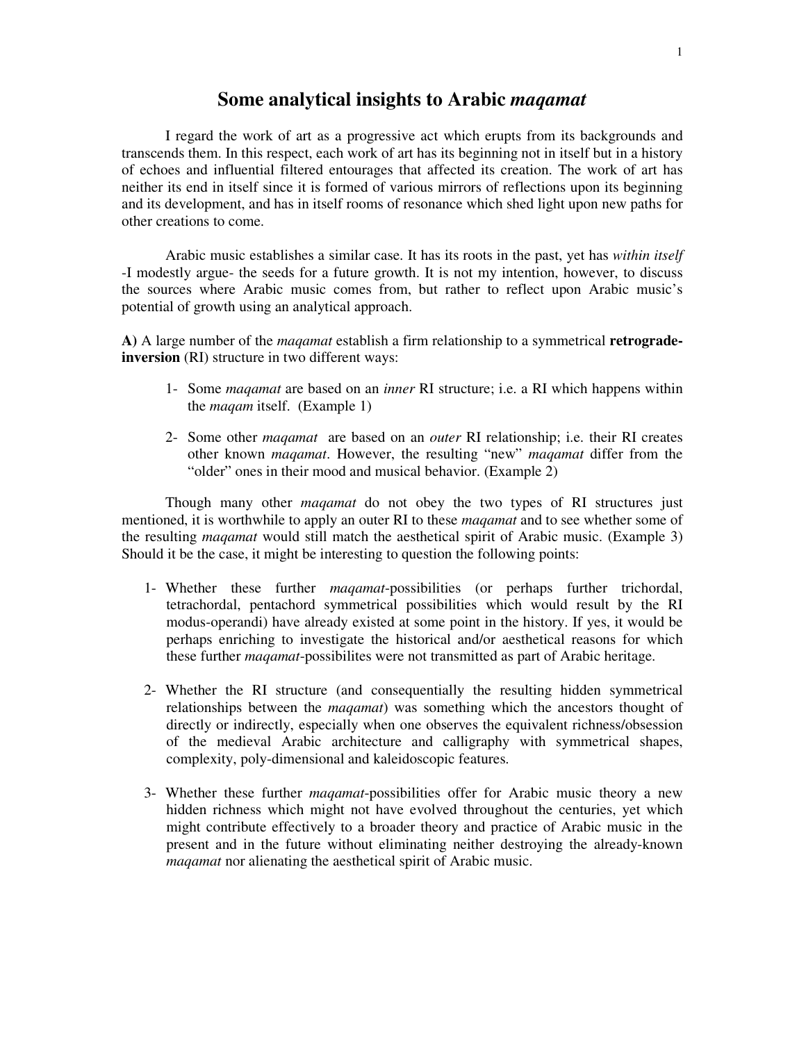# Some analytical insights to Arabic *maqamat*

I regard the work of art as a progressive act which erupts from its backgrounds and transcends them. In this respect, each work of art has its beginning not in itself but in a history of echoes and influential filtered entourages that affected its creation. The work of art has neither its end in itself since it is formed of various mirrors of reflections upon its beginning and its development, and has in itself rooms of resonance which shed light upon new paths for other creations to come.

Arabic music establishes a similar case. It has its roots in the past, yet has *within itself* -I modestly argue- the seeds for a future growth. It is not my intention, however, to discuss the sources where Arabic music comes from, but rather to reflect upon Arabic music's potential of growth using an analytical approach.

**A)** A large number of the *maqamat* establish a firm relationship to a symmetrical **retrograde-inversion** (RI) structure in two different ways:

1- Some *maqamat* are based on an *inner* RI structure; i.e. a RI which happens within the *maqam* itself. (Example 1)

2- Some other *maqamat* are based on an *outer* RI relationship; i.e. their RI creates other known *maqamat*. However, the resulting "new" *maqamat* differ from the "older" ones in their mood and musical behavior. (Example 2)

Though many other *maqamat* do not obey the two types of RI structures just mentioned, it is worthwhile to apply an outer RI to these *maqamat* and to see whether some of the resulting *maqamat* would still match the aesthetical spirit of Arabic music. (Example 3) Should it be the case, it might be interesting to question the following points:

1- Whether these further *maqamat*-possibilities (or perhaps further trichordal, tetrachordal, pentachord symmetrical possibilities which would result by the RI modus-operandi) have already existed at some point in the history. If yes, it would be perhaps enriching to investigate the historical and/or aesthetical reasons for which these further *maqamat*-possibilites were not transmitted as part of Arabic heritage.

2- Whether the RI structure (and consequentially the resulting hidden symmetrical relationships between the *maqamat*) was something which the ancestors thought of directly or indirectly, especially when one observes the equivalent richness/obsession of the medieval Arabic architecture and calligraphy with symmetrical shapes, complexity, poly-dimensional and kaleidoscopic features.

3- Whether these further *maqamat*-possibilities offer for Arabic music theory a new hidden richness which might not have evolved throughout the centuries, yet which might contribute effectively to a broader theory and practice of Arabic music in the present and in the future without eliminating neither destroying the already-known *maqamat* nor alienating the aesthetical spirit of Arabic music.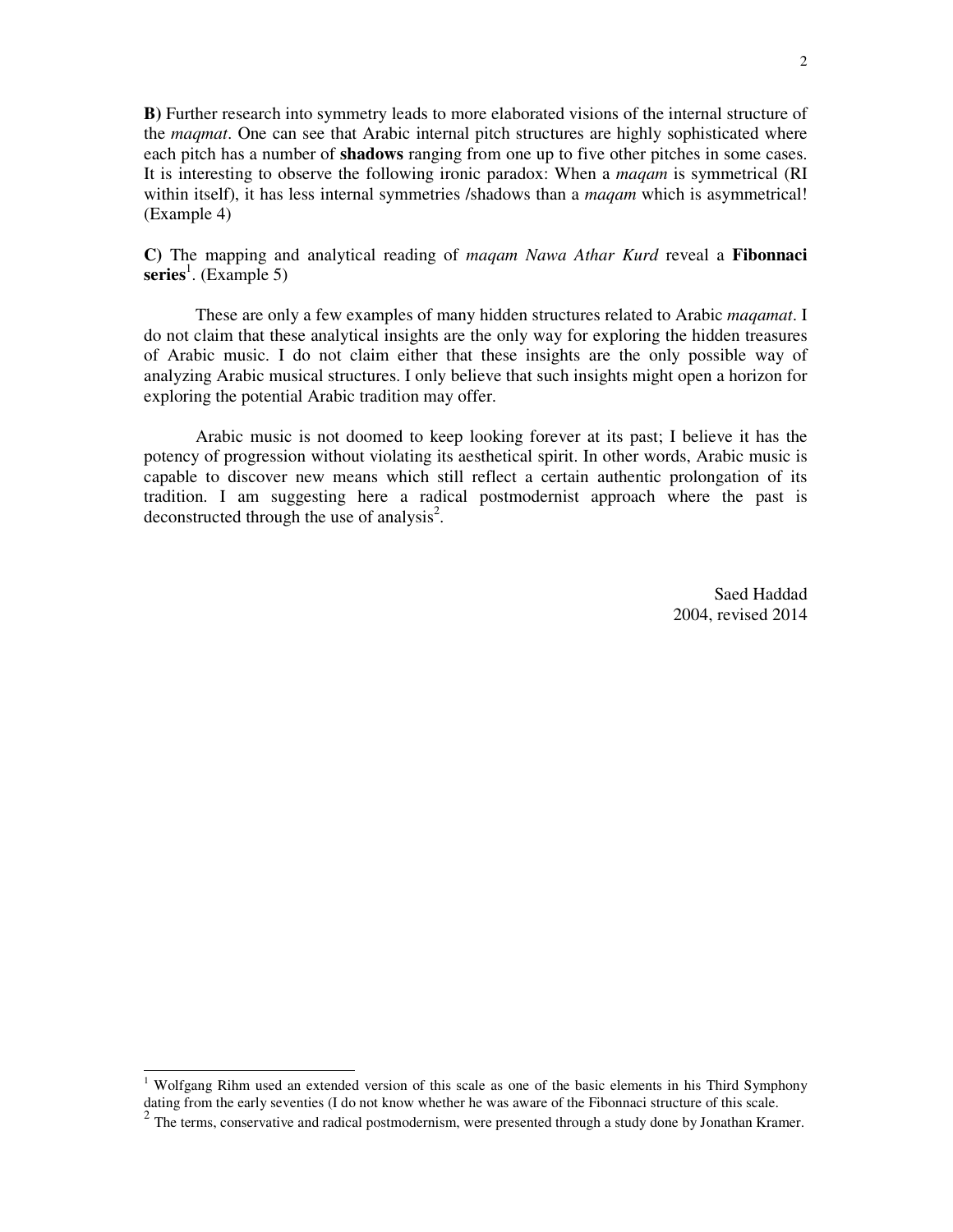**B)** Further research into symmetry leads to more elaborated visions of the internal structure of the *maqmat*. One can see that Arabic internal pitch structures are highly sophisticated where each pitch has a number of **shadows** ranging from one up to five other pitches in some cases. It is interesting to observe the following ironic paradox: When a *maqam* is symmetrical (RI within itself), it has less internal symmetries /shadows than a *maqam* which is asymmetrical! (Example 4)

**C)** The mapping and analytical reading of *maqam Nawa Athar Kurd* reveal a **Fibonnaci series**[1]. (Example 5)

These are only a few examples of many hidden structures related to Arabic *maqamat*. I do not claim that these analytical insights are the only way for exploring the hidden treasures of Arabic music. I do not claim either that these insights are the only possible way of analyzing Arabic musical structures. I only believe that such insights might open a horizon for exploring the potential Arabic tradition may offer.

Arabic music is not doomed to keep looking forever at its past; I believe it has the potency of progression without violating its aesthetical spirit. In other words, Arabic music is capable to discover new means which still reflect a certain authentic prolongation of its tradition. I am suggesting here a radical postmodernist approach where the past is deconstructed through the use of analysis[2].

Saed Haddad
2004, revised 2014

---

[1] Wolfgang Rihm used an extended version of this scale as one of the basic elements in his Third Symphony dating from the early seventies (I do not know whether he was aware of the Fibonnaci structure of this scale.

[2] The terms, conservative and radical postmodernism, were presented through a study done by Jonathan Kramer.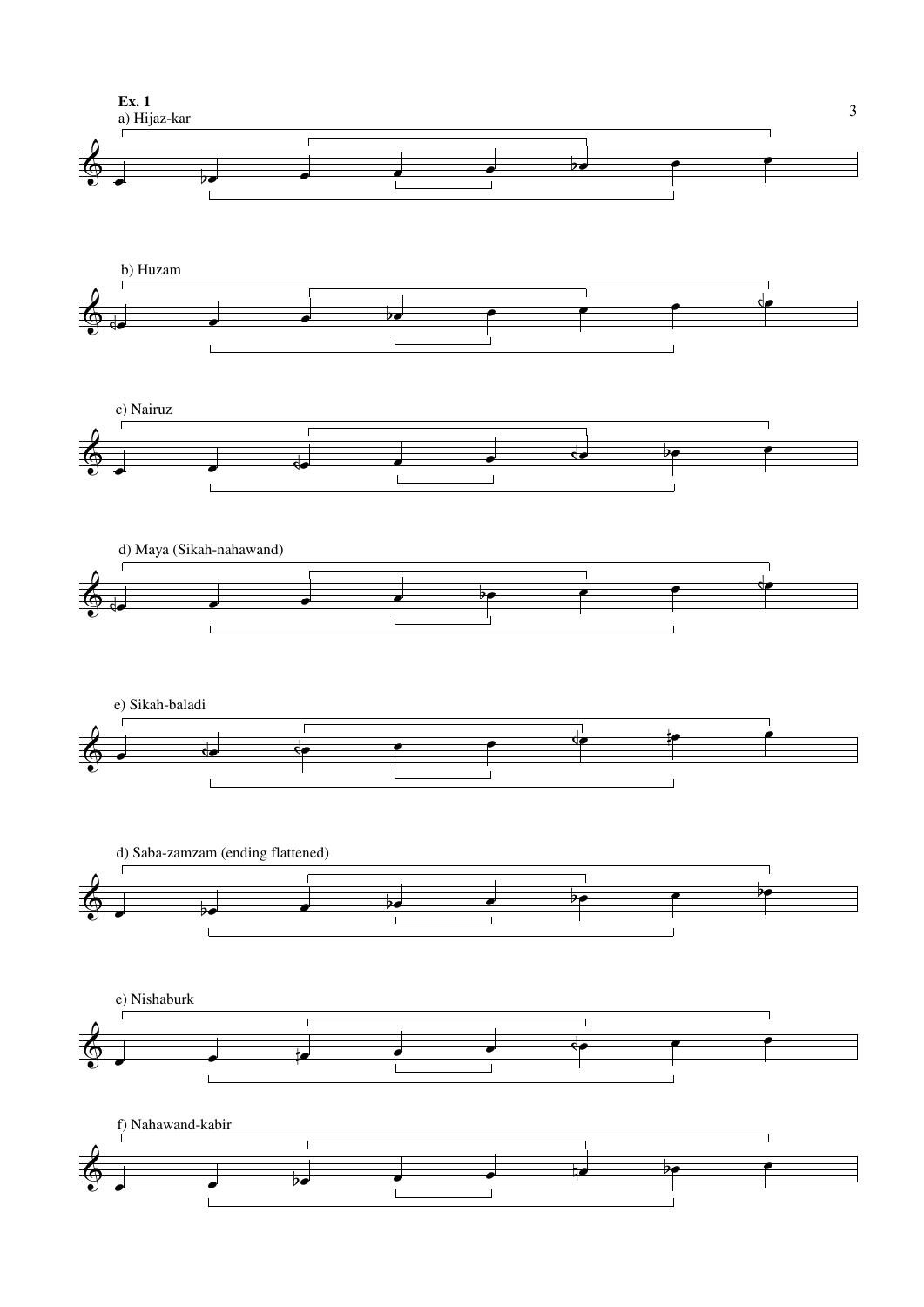**Ex. 1**

a) Hijaz-kar

b) Huzam

c) Nairuz

d) Maya (Sikah-nahawand)

e) Sikah-baladi

d) Saba-zamzam (ending flattened)

e) Nishaburk

f) Nahawand-kabir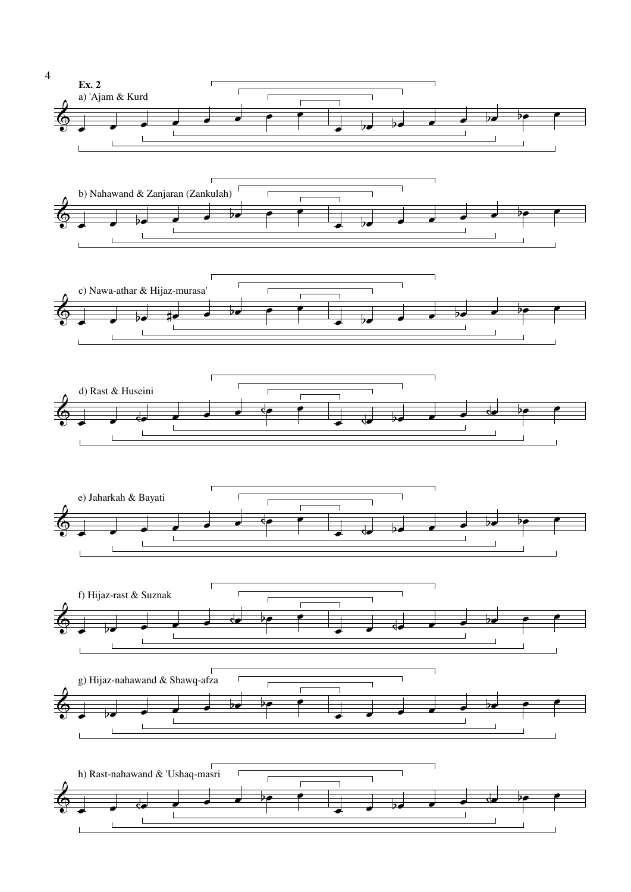**Ex. 2**

a) 'Ajam & Kurd

b) Nahawand & Zanjaran (Zankulah)

c) Nawa-athar & Hijaz-murasa'

d) Rast & Huseini

e) Jaharkah & Bayati

f) Hijaz-rast & Suznak

g) Hijaz-nahawand & Shawq-afza

h) Rast-nahawand & 'Ushaq-masri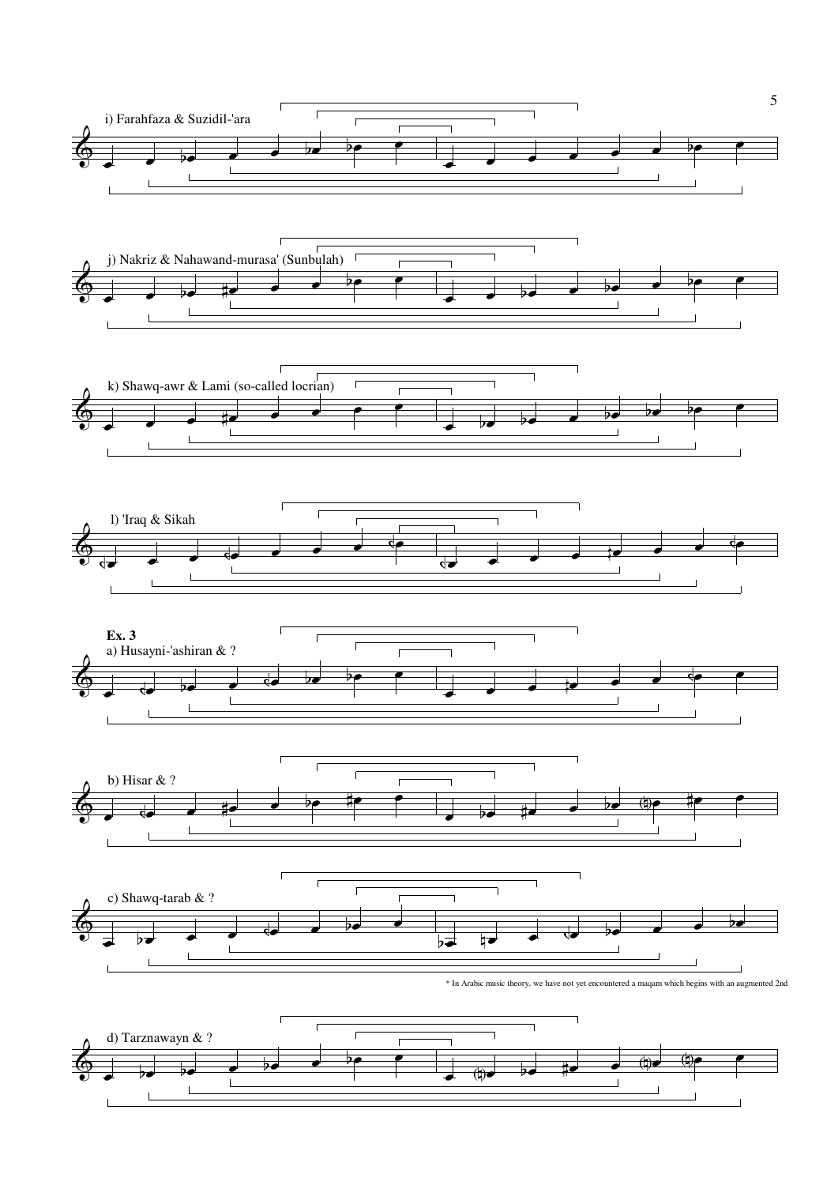i) Farahfaza & Suzidil-'ara

j) Nakriz & Nahawand-murasa' (Sunbulah)

k) Shawq-awr & Lami (so-called locrian)

l) 'Iraq & Sikah

**Ex. 3**

a) Husayni-'ashiran & ?

b) Hisar & ?

c) Shawq-tarab & ?

\* In Arabic music theory, we have not yet encountered a maqam which begins with an augmented 2nd

d) Tarznawayn & ?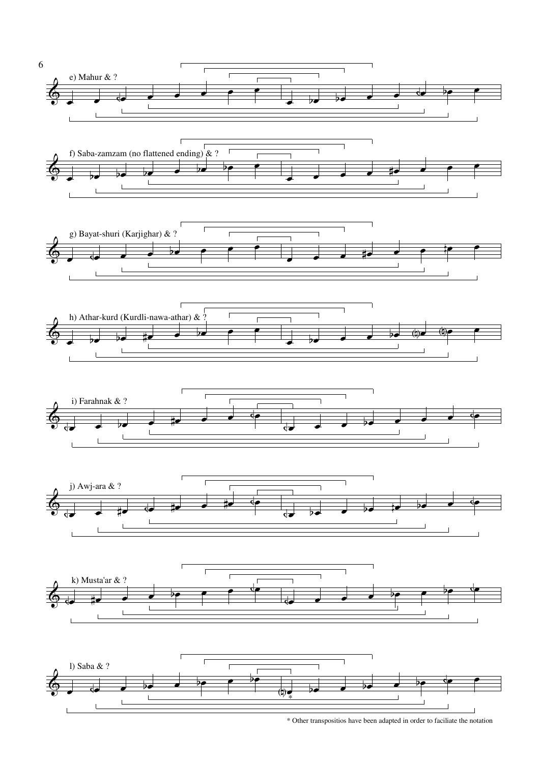e) Mahur & ?

f) Saba-zamzam (no flattened ending) & ?

g) Bayat-shuri (Karjighar) & ?

h) Athar-kurd (Kurdli-nawa-athar) & ?

i) Farahnak & ?

j) Awj-ara & ?

k) Musta'ar & ?

l) Saba & ?

\* Other transpositios have been adapted in order to faciliate the notation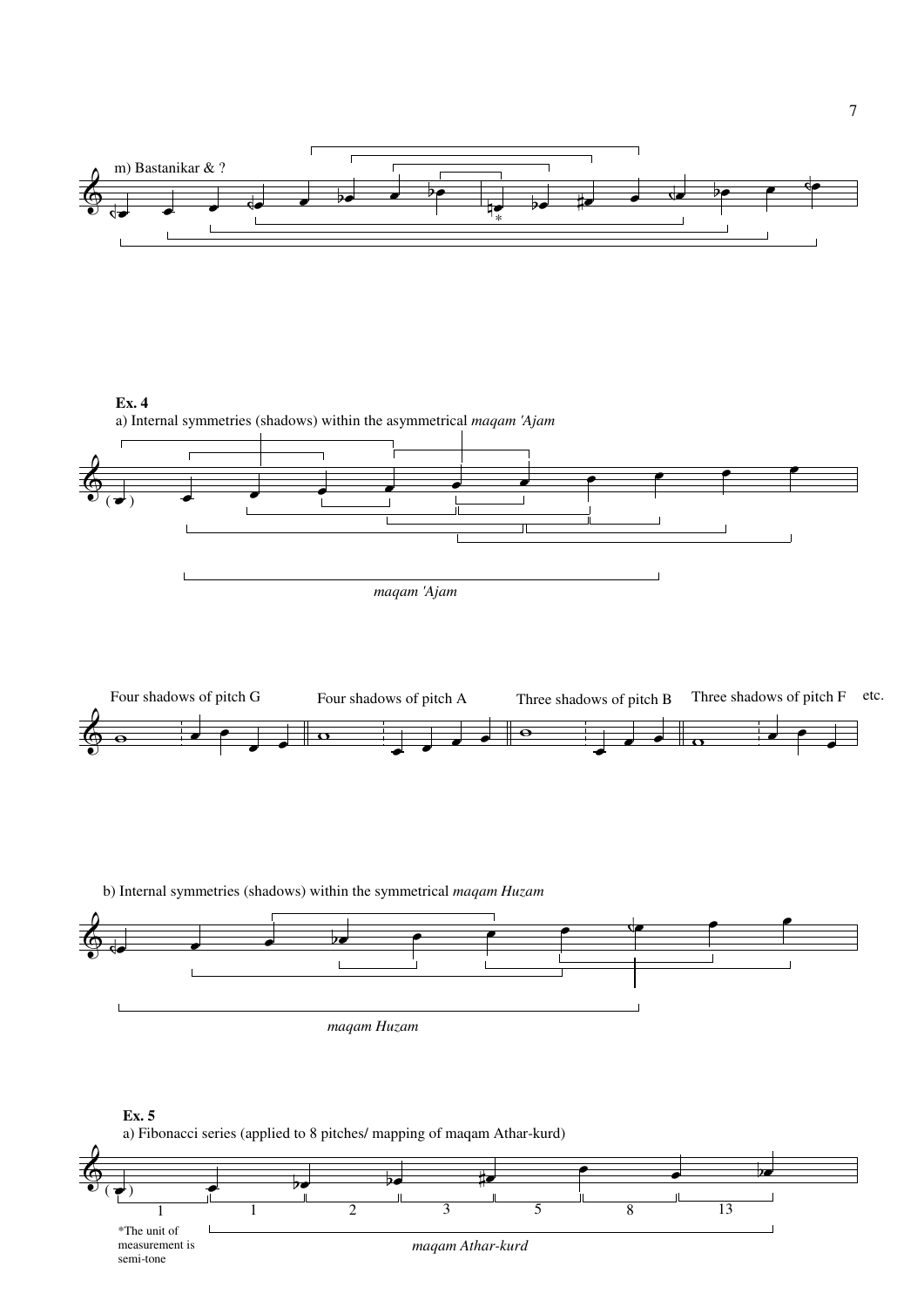m) Bastanikar & ?

**Ex. 4**

a) Internal symmetries (shadows) within the asymmetrical *maqam 'Ajam*

*maqam 'Ajam*

Four shadows of pitch G

Four shadows of pitch A

Three shadows of pitch B

Three shadows of pitch F

etc.

b) Internal symmetries (shadows) within the symmetrical *maqam Huzam*

*maqam Huzam*

**Ex. 5**

a) Fibonacci series (applied to 8 pitches/ mapping of maqam Athar-kurd)

1 1 2 3 5 8 13

*The unit of measurement is semi-tone

*maqam Athar-kurd*